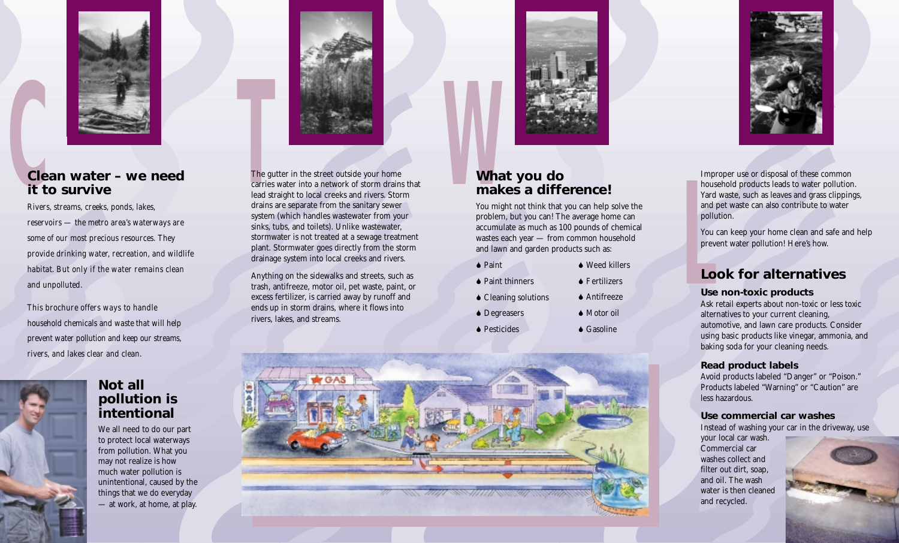## Clean water – we need it to survive

Rivers, streams, creeks, ponds, lakes, reservoirs — the metro area's waterways are some of our most precious resources. They provide drinking water, recreation, and wildlife habitat. But only if the water remains clean and unpolluted.

This brochure offers ways to handle household chemicals and waste that will help prevent water pollution and keep our streams, rivers, and lakes clear and clean.

## Not all pollution is intentional

We all need to do our part to protect local waterways from pollution. What you may not realize is how much water pollution is unintentional, caused by the things that we do everyday — at work, at home, at play.

The gutter in the street outside your home carries water into a network of storm drains that lead straight to local creeks and rivers. Storm drains are separate from the sanitary sewer system (which handles wastewater from your sinks, tubs, and toilets). Unlike wastewater, stormwater is not treated at a sewage treatment plant. Stormwater goes directly from the storm drainage system into local creeks and rivers.

Anything on the sidewalks and streets, such as trash, antifreeze, motor oil, pet waste, paint, or excess fertilizer, is carried away by runoff and ends up in storm drains, where it flows into rivers, lakes, and streams.

## What you do makes a difference!

You might not think that you can help solve the problem, but you can! The average home can accumulate as much as 100 pounds of chemical wastes each year — from common household and lawn and garden products such as:

- Paint
- Paint thinners
- Cleaning solutions
- Degreasers
- Pesticides
- Weed killers
- Fertilizers
- Antifreeze
- Motor oil
- Gasoline

Improper use or disposal of these common household products leads to water pollution. Yard waste, such as leaves and grass clippings, and pet waste can also contribute to water pollution.

You can keep your home clean and safe and help prevent water pollution! Here's how.

## Look for alternatives

### Use non-toxic products

Ask retail experts about non-toxic or less toxic alternatives to your current cleaning, automotive, and lawn care products. Consider using basic products like vinegar, ammonia, and baking soda for your cleaning needs.

### Read product labels

Avoid products labeled "Danger" or "Poison." Products labeled "Warning" or "Caution" are less hazardous.

### Use commercial car washes

Instead of washing your car in the driveway, use your local car wash. Commercial car washes collect and filter out dirt, soap, and oil. The wash water is then cleaned and recycled.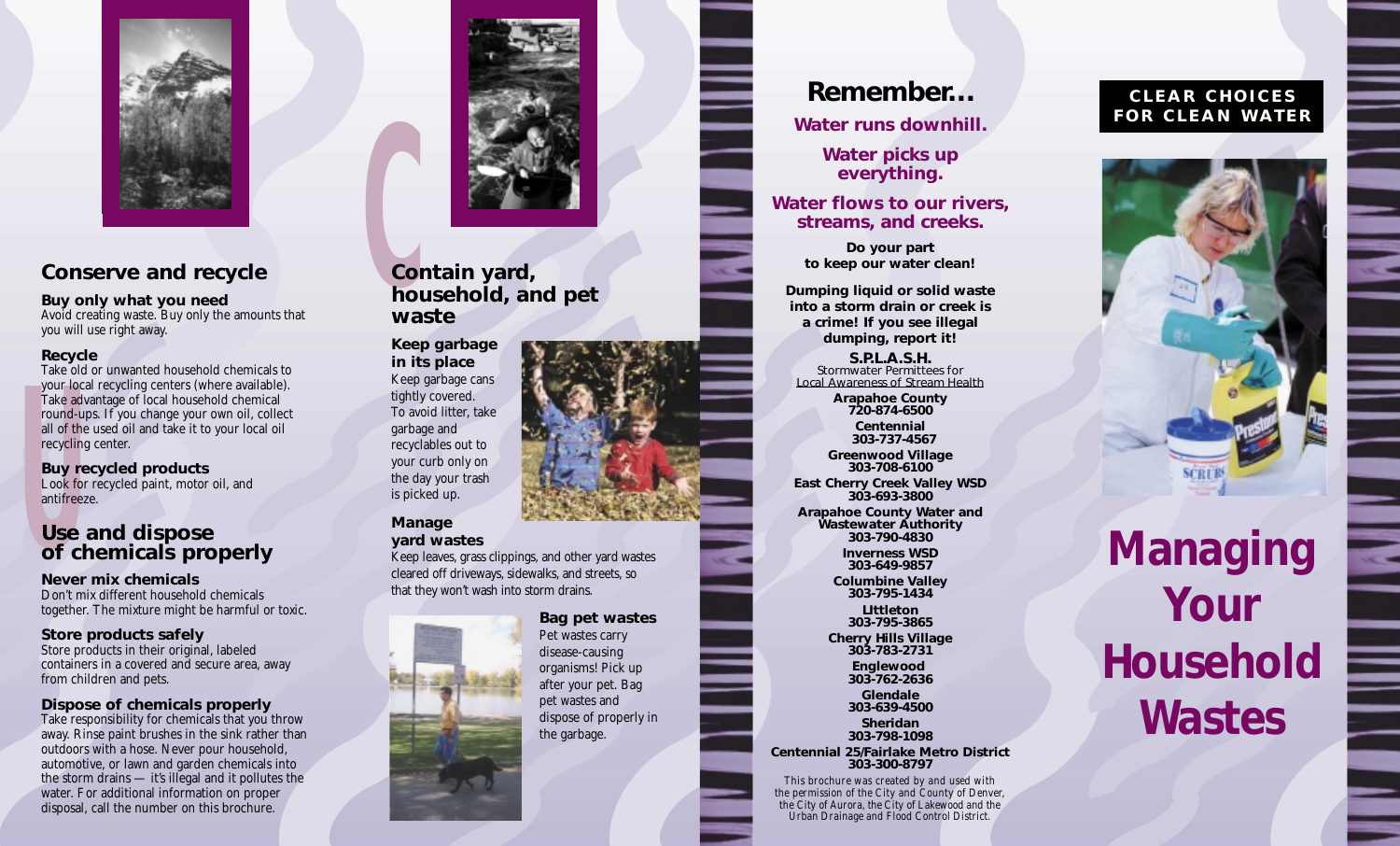## Conserve and recycle

**Buy only what you need**
Avoid creating waste. Buy only the amounts that you will use right away.

**Recycle**
Take old or unwanted household chemicals to your local recycling centers (where available). Take advantage of local household chemical round-ups. If you change your own oil, collect all of the used oil and take it to your local oil recycling center.

**Buy recycled products**
Look for recycled paint, motor oil, and antifreeze.

## Use and dispose of chemicals properly

**Never mix chemicals**
Don't mix different household chemicals together. The mixture might be harmful or toxic.

**Store products safely**
Store products in their original, labeled containers in a covered and secure area, away from children and pets.

**Dispose of chemicals properly**
Take responsibility for chemicals that you throw away. Rinse paint brushes in the sink rather than outdoors with a hose. Never pour household, automotive, or lawn and garden chemicals into the storm drains — it's illegal and it pollutes the water. For additional information on proper disposal, call the number on this brochure.

## Contain yard, household, and pet waste

**Keep garbage in its place**
Keep garbage cans tightly covered. To avoid litter, take garbage and recyclables out to your curb only on the day your trash is picked up.

**Manage yard wastes**
Keep leaves, grass clippings, and other yard wastes cleared off driveways, sidewalks, and streets, so that they won't wash into storm drains.

**Bag pet wastes**
Pet wastes carry disease-causing organisms! Pick up after your pet. Bag pet wastes and dispose of properly in the garbage.

## Remember...

**Water runs downhill.**

**Water picks up everything.**

**Water flows to our rivers, streams, and creeks.**

**Do your part to keep our water clean!**

**Dumping liquid or solid waste into a storm drain or creek is a crime! If you see illegal dumping, report it!**

**S.P.L.A.S.H.**
Stormwater Permittees for Local Awareness of Stream Health

**Arapahoe County**
**720-874-6500**

**Centennial**
**303-737-4567**

**Greenwood Village**
**303-708-6100**

**East Cherry Creek Valley WSD**
**303-693-3800**

**Arapahoe County Water and Wastewater Authority**
**303-790-4830**

**Inverness WSD**
**303-649-9857**

**Columbine Valley**
**303-795-1434**

**LIttleton**
**303-795-3865**

**Cherry Hills Village**
**303-783-2731**

**Englewood**
**303-762-2636**

**Glendale**
**303-639-4500**

**Sheridan**
**303-798-1098**

**Centennial 25/Fairlake Metro District**
**303-300-8797**

This brochure was created by and used with the permission of the City and County of Denver, the City of Aurora, the City of Lakewood and the Urban Drainage and Flood Control District.

**CLEAR CHOICES FOR CLEAN WATER**

# Managing Your Household Wastes